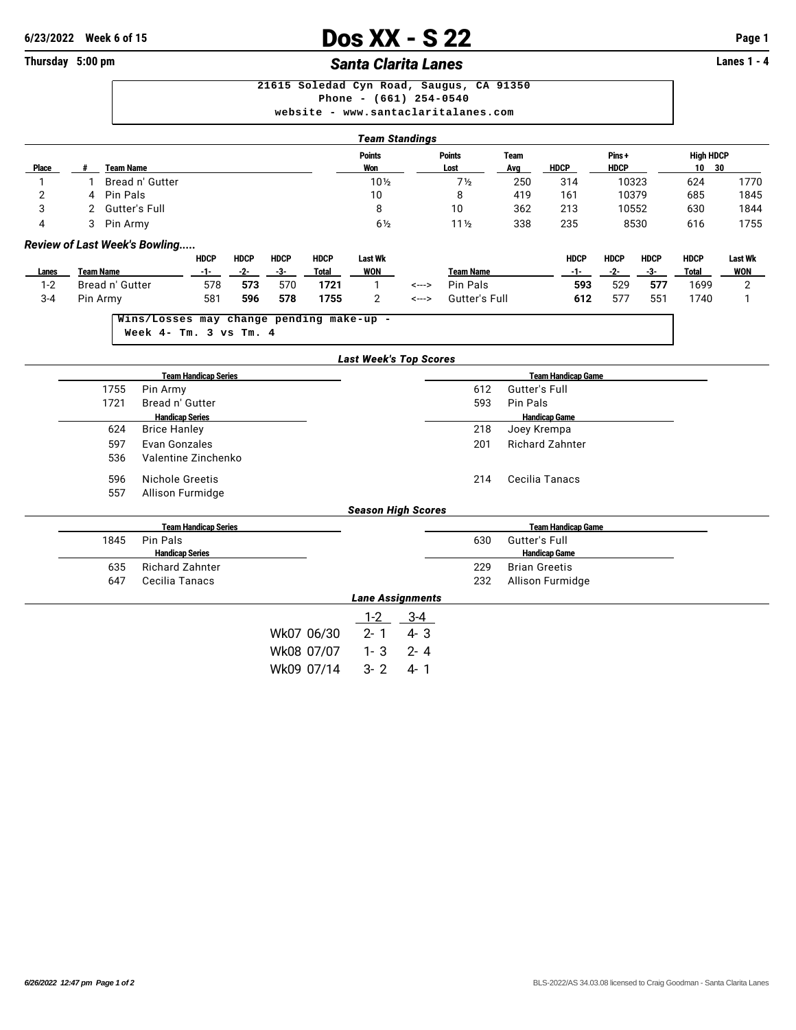**6/23/2022 Week 6 of 15**

# Dos XX - S 22

**Thursday 5:00 pm**

## *Santa Clarita Lanes*

**Lanes 1 - 4**

```
21615 Soledad Cyn Road, Saugus, CA 91350
Phone - (661) 254-0540
website - www.santaclaritalanes.com
```

### *Team Standings*

| Place | # | Team Name | Points Won | Points Lost | Team Avg | HDCP | Pins + HDCP | High HDCP 10 | High HDCP 30 |
|---|---|---|---|---|---|---|---|---|---|
| 1 | 1 | Bread n' Gutter | 10½ | 7½ | 250 | 314 | 10323 | 624 | 1770 |
| 2 | 4 | Pin Pals | 10 | 8 | 419 | 161 | 10379 | 685 | 1845 |
| 3 | 2 | Gutter's Full | 8 | 10 | 362 | 213 | 10552 | 630 | 1844 |
| 4 | 3 | Pin Army | 6½ | 11½ | 338 | 235 | 8530 | 616 | 1755 |

### *Review of Last Week's Bowling.....*

| Lanes | Team Name | HDCP -1- | HDCP -2- | HDCP -3- | HDCP Total | Last Wk WON | | Team Name | HDCP -1- | HDCP -2- | HDCP -3- | HDCP Total | Last Wk WON |
|---|---|---|---|---|---|---|---|---|---|---|---|---|---|
| 1-2 | Bread n' Gutter | 578 | **573** | 570 | **1721** | 1 | <---> | Pin Pals | **593** | 529 | **577** | 1699 | 2 |
| 3-4 | Pin Army | 581 | **596** | **578** | **1755** | 2 | <---> | Gutter's Full | **612** | 577 | 551 | 1740 | 1 |

```
Wins/Losses may change pending make-up -
 Week 4- Tm. 3 vs Tm. 4
```

### *Last Week's Top Scores*

| Team Handicap Series | | Team Handicap Game | |
|---|---|---|---|
| 1755 | Pin Army | 612 | Gutter's Full |
| 1721 | Bread n' Gutter | 593 | Pin Pals |

| Handicap Series | | Handicap Game | |
|---|---|---|---|
| 624 | Brice Hanley | 218 | Joey Krempa |
| 597 | Evan Gonzales | 201 | Richard Zahnter |
| 536 | Valentine Zinchenko | | |
| 596 | Nichole Greetis | 214 | Cecilia Tanacs |
| 557 | Allison Furmidge | | |

### *Season High Scores*

| Team Handicap Series | | Team Handicap Game | |
|---|---|---|---|
| 1845 | Pin Pals | 630 | Gutter's Full |

| Handicap Series | | Handicap Game | |
|---|---|---|---|
| 635 | Richard Zahnter | 229 | Brian Greetis |
| 647 | Cecilia Tanacs | 232 | Allison Furmidge |

### *Lane Assignments*

| | 1-2 | 3-4 |
|---|---|---|
| Wk07 06/30 | 2- 1 | 4- 3 |
| Wk08 07/07 | 1- 3 | 2- 4 |
| Wk09 07/14 | 3- 2 | 4- 1 |

BLS-2022/AS 34.03.08 licensed to Craig Goodman - Santa Clarita Lanes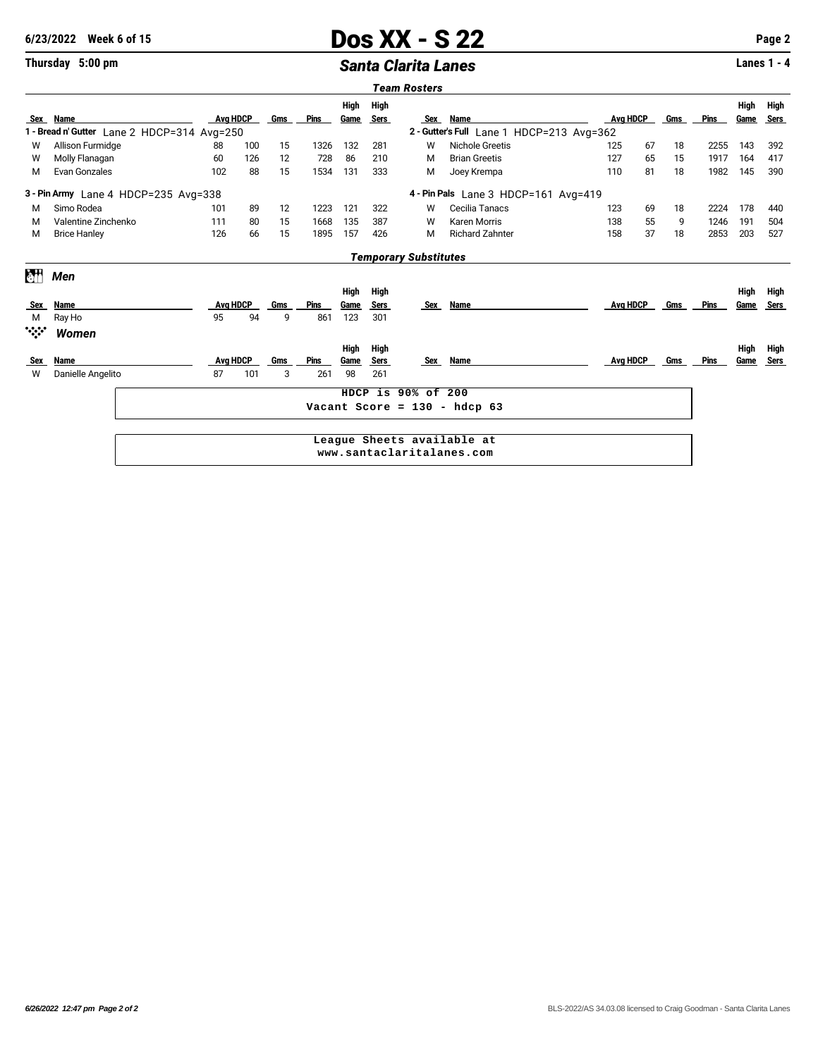# Dos XX - S 22

**6/23/2022 Week 6 of 15**

**Thursday 5:00 pm**

## *Santa Clarita Lanes*

**Lanes 1 - 4**

### *Team Rosters*

**1 - Bread n' Gutter** Lane 2 HDCP=314 Avg=250

| Sex | Name | Avg | HDCP | Gms | Pins | High Game | High Sers |
|---|---|---|---|---|---|---|---|
| W | Allison Furmidge | 88 | 100 | 15 | 1326 | 132 | 281 |
| W | Molly Flanagan | 60 | 126 | 12 | 728 | 86 | 210 |
| M | Evan Gonzales | 102 | 88 | 15 | 1534 | 131 | 333 |

**2 - Gutter's Full** Lane 1 HDCP=213 Avg=362

| Sex | Name | Avg | HDCP | Gms | Pins | High Game | High Sers |
|---|---|---|---|---|---|---|---|
| W | Nichole Greetis | 125 | 67 | 18 | 2255 | 143 | 392 |
| M | Brian Greetis | 127 | 65 | 15 | 1917 | 164 | 417 |
| M | Joey Krempa | 110 | 81 | 18 | 1982 | 145 | 390 |

**3 - Pin Army** Lane 4 HDCP=235 Avg=338

| Sex | Name | Avg | HDCP | Gms | Pins | High Game | High Sers |
|---|---|---|---|---|---|---|---|
| M | Simo Rodea | 101 | 89 | 12 | 1223 | 121 | 322 |
| M | Valentine Zinchenko | 111 | 80 | 15 | 1668 | 135 | 387 |
| M | Brice Hanley | 126 | 66 | 15 | 1895 | 157 | 426 |

**4 - Pin Pals** Lane 3 HDCP=161 Avg=419

| Sex | Name | Avg | HDCP | Gms | Pins | High Game | High Sers |
|---|---|---|---|---|---|---|---|
| W | Cecilia Tanacs | 123 | 69 | 18 | 2224 | 178 | 440 |
| W | Karen Morris | 138 | 55 | 9 | 1246 | 191 | 504 |
| M | Richard Zahnter | 158 | 37 | 18 | 2853 | 203 | 527 |

### *Temporary Substitutes*

#### *Men*

| Sex | Name | Avg | HDCP | Gms | Pins | High Game | High Sers |
|---|---|---|---|---|---|---|---|
| M | Ray Ho | 95 | 94 | 9 | 861 | 123 | 301 |

#### *Women*

| Sex | Name | Avg | HDCP | Gms | Pins | High Game | High Sers |
|---|---|---|---|---|---|---|---|
| W | Danielle Angelito | 87 | 101 | 3 | 261 | 98 | 261 |

HDCP is 90% of 200
Vacant Score = 130 - hdcp 63

League Sheets available at
www.santaclaritalanes.com